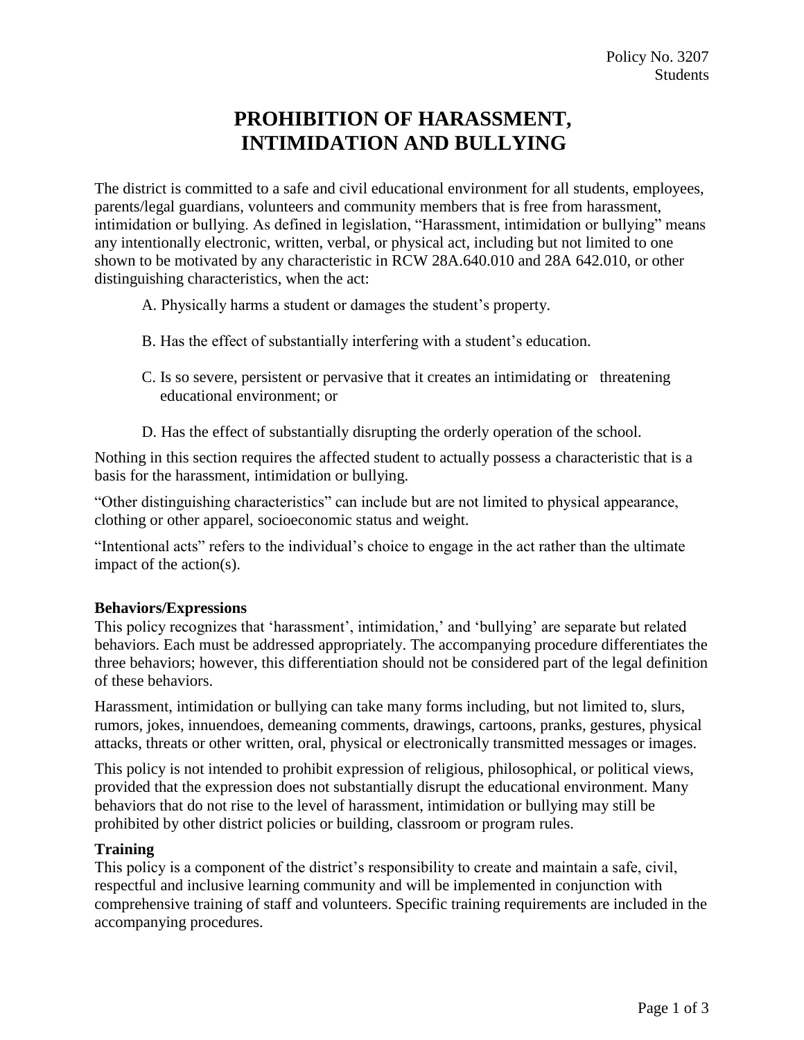Policy No. 3207
Students

# PROHIBITION OF HARASSMENT, INTIMIDATION AND BULLYING

The district is committed to a safe and civil educational environment for all students, employees, parents/legal guardians, volunteers and community members that is free from harassment, intimidation or bullying. As defined in legislation, "Harassment, intimidation or bullying" means any intentionally electronic, written, verbal, or physical act, including but not limited to one shown to be motivated by any characteristic in RCW 28A.640.010 and 28A 642.010, or other distinguishing characteristics, when the act:

A. Physically harms a student or damages the student's property.

B. Has the effect of substantially interfering with a student's education.

C. Is so severe, persistent or pervasive that it creates an intimidating or threatening educational environment; or

D. Has the effect of substantially disrupting the orderly operation of the school.

Nothing in this section requires the affected student to actually possess a characteristic that is a basis for the harassment, intimidation or bullying.

"Other distinguishing characteristics" can include but are not limited to physical appearance, clothing or other apparel, socioeconomic status and weight.

"Intentional acts" refers to the individual's choice to engage in the act rather than the ultimate impact of the action(s).

**Behaviors/Expressions**

This policy recognizes that 'harassment', intimidation,' and 'bullying' are separate but related behaviors. Each must be addressed appropriately. The accompanying procedure differentiates the three behaviors; however, this differentiation should not be considered part of the legal definition of these behaviors.

Harassment, intimidation or bullying can take many forms including, but not limited to, slurs, rumors, jokes, innuendoes, demeaning comments, drawings, cartoons, pranks, gestures, physical attacks, threats or other written, oral, physical or electronically transmitted messages or images.

This policy is not intended to prohibit expression of religious, philosophical, or political views, provided that the expression does not substantially disrupt the educational environment. Many behaviors that do not rise to the level of harassment, intimidation or bullying may still be prohibited by other district policies or building, classroom or program rules.

**Training**

This policy is a component of the district's responsibility to create and maintain a safe, civil, respectful and inclusive learning community and will be implemented in conjunction with comprehensive training of staff and volunteers. Specific training requirements are included in the accompanying procedures.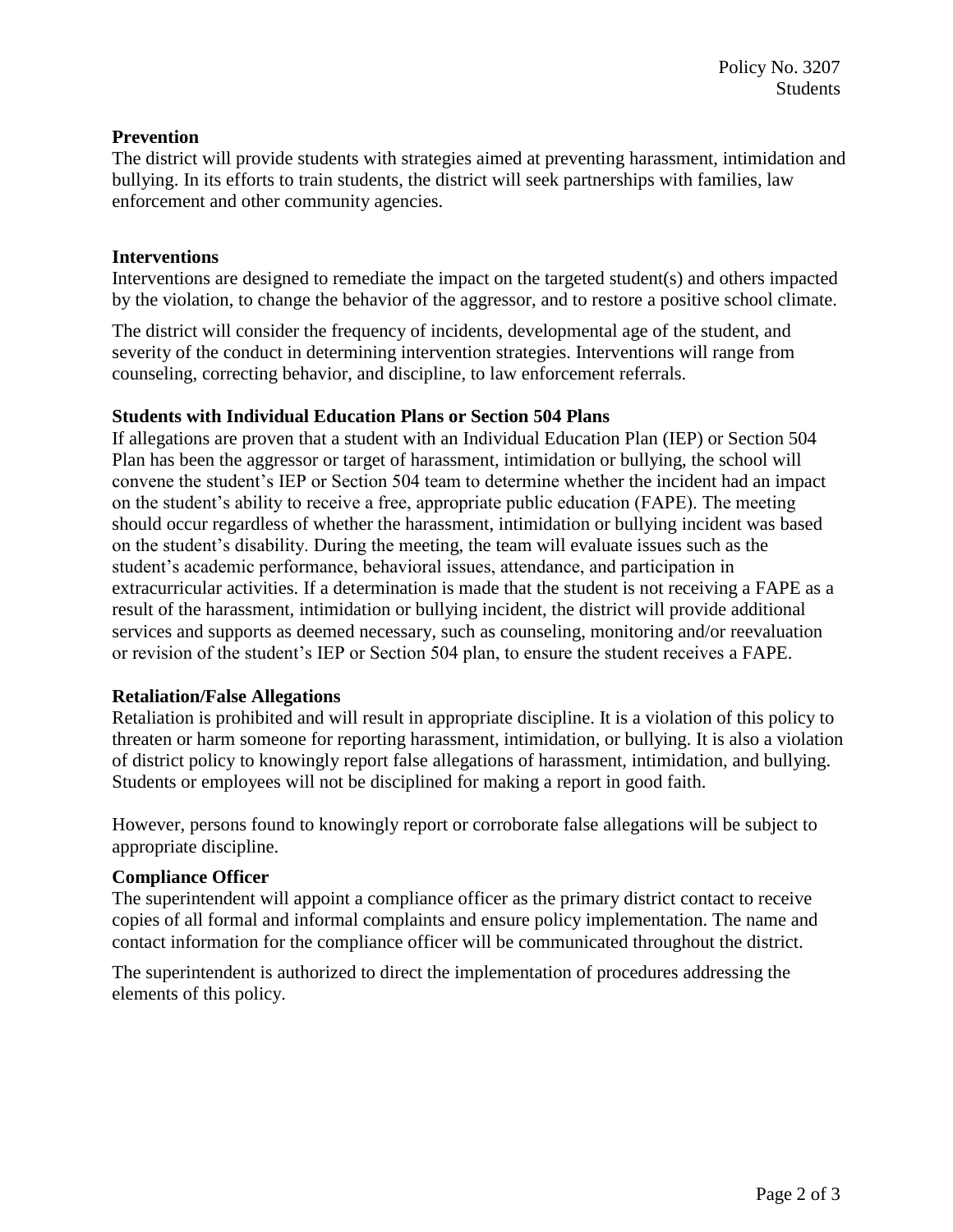### Prevention

The district will provide students with strategies aimed at preventing harassment, intimidation and bullying. In its efforts to train students, the district will seek partnerships with families, law enforcement and other community agencies.

### Interventions

Interventions are designed to remediate the impact on the targeted student(s) and others impacted by the violation, to change the behavior of the aggressor, and to restore a positive school climate.

The district will consider the frequency of incidents, developmental age of the student, and severity of the conduct in determining intervention strategies. Interventions will range from counseling, correcting behavior, and discipline, to law enforcement referrals.

### Students with Individual Education Plans or Section 504 Plans

If allegations are proven that a student with an Individual Education Plan (IEP) or Section 504 Plan has been the aggressor or target of harassment, intimidation or bullying, the school will convene the student's IEP or Section 504 team to determine whether the incident had an impact on the student's ability to receive a free, appropriate public education (FAPE). The meeting should occur regardless of whether the harassment, intimidation or bullying incident was based on the student's disability. During the meeting, the team will evaluate issues such as the student's academic performance, behavioral issues, attendance, and participation in extracurricular activities. If a determination is made that the student is not receiving a FAPE as a result of the harassment, intimidation or bullying incident, the district will provide additional services and supports as deemed necessary, such as counseling, monitoring and/or reevaluation or revision of the student's IEP or Section 504 plan, to ensure the student receives a FAPE.

### Retaliation/False Allegations

Retaliation is prohibited and will result in appropriate discipline. It is a violation of this policy to threaten or harm someone for reporting harassment, intimidation, or bullying. It is also a violation of district policy to knowingly report false allegations of harassment, intimidation, and bullying. Students or employees will not be disciplined for making a report in good faith.

However, persons found to knowingly report or corroborate false allegations will be subject to appropriate discipline.

### Compliance Officer

The superintendent will appoint a compliance officer as the primary district contact to receive copies of all formal and informal complaints and ensure policy implementation. The name and contact information for the compliance officer will be communicated throughout the district.

The superintendent is authorized to direct the implementation of procedures addressing the elements of this policy.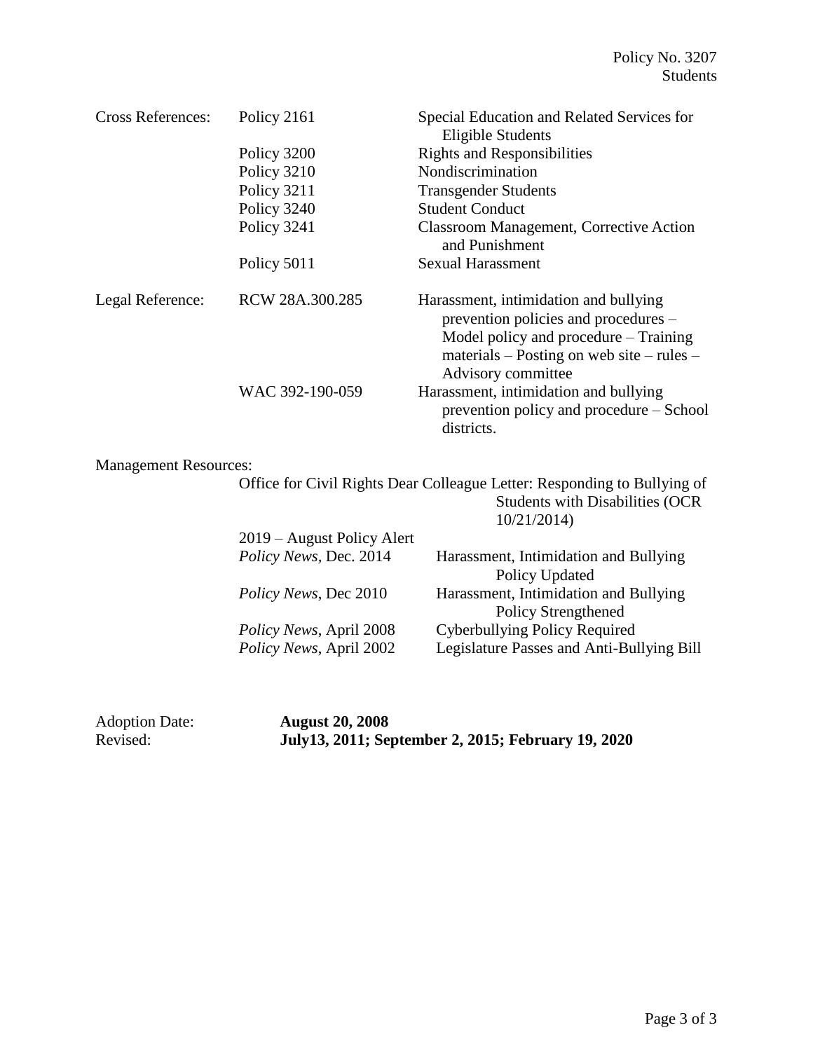Policy No. 3207
Students

| | | |
|---|---|---|
| Cross References: | Policy 2161 | Special Education and Related Services for Eligible Students |
| | Policy 3200 | Rights and Responsibilities |
| | Policy 3210 | Nondiscrimination |
| | Policy 3211 | Transgender Students |
| | Policy 3240 | Student Conduct |
| | Policy 3241 | Classroom Management, Corrective Action and Punishment |
| | Policy 5011 | Sexual Harassment |

| | | |
|---|---|---|
| Legal Reference: | RCW 28A.300.285 | Harassment, intimidation and bullying prevention policies and procedures – Model policy and procedure – Training materials – Posting on web site – rules – Advisory committee |
| | WAC 392-190-059 | Harassment, intimidation and bullying prevention policy and procedure – School districts. |

Management Resources:

Office for Civil Rights Dear Colleague Letter: Responding to Bullying of Students with Disabilities (OCR 10/21/2014)

| | |
|---|---|
| 2019 – August Policy Alert | |
| *Policy News*, Dec. 2014 | Harassment, Intimidation and Bullying Policy Updated |
| *Policy News*, Dec 2010 | Harassment, Intimidation and Bullying Policy Strengthened |
| *Policy News*, April 2008 | Cyberbullying Policy Required |
| *Policy News*, April 2002 | Legislature Passes and Anti-Bullying Bill |

Adoption Date: **August 20, 2008**
Revised: **July13, 2011; September 2, 2015; February 19, 2020**